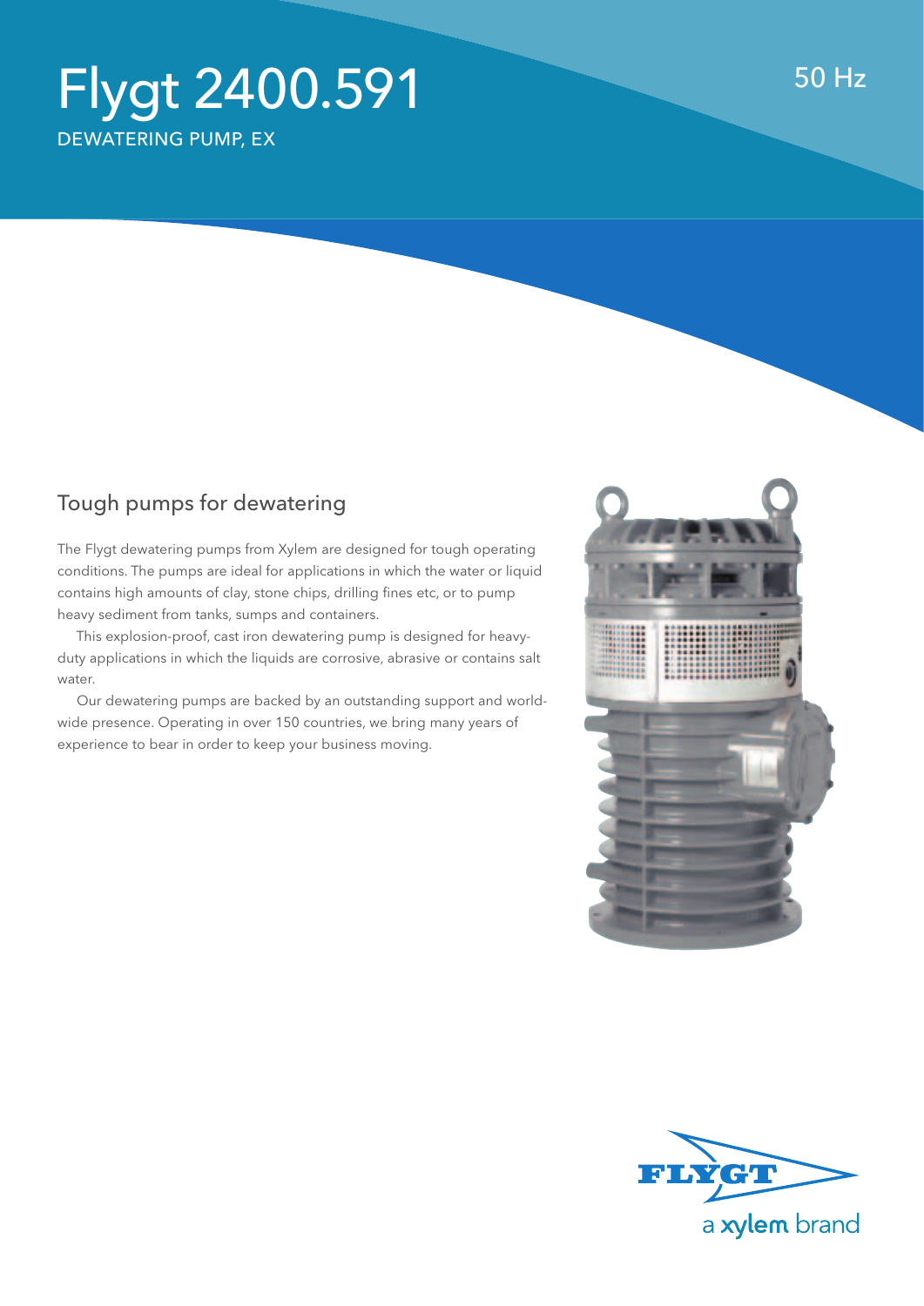# Flygt 2400.591

DEWATERING PUMP, EX

50 Hz

## Tough pumps for dewatering

The Flygt dewatering pumps from Xylem are designed for tough operating conditions. The pumps are ideal for applications in which the water or liquid contains high amounts of clay, stone chips, drilling fines etc, or to pump heavy sediment from tanks, sumps and containers.

This explosion-proof, cast iron dewatering pump is designed for heavy-duty applications in which the liquids are corrosive, abrasive or contains salt water.

Our dewatering pumps are backed by an outstanding support and world-wide presence. Operating in over 150 countries, we bring many years of experience to bear in order to keep your business moving.

FLYGT
a xylem brand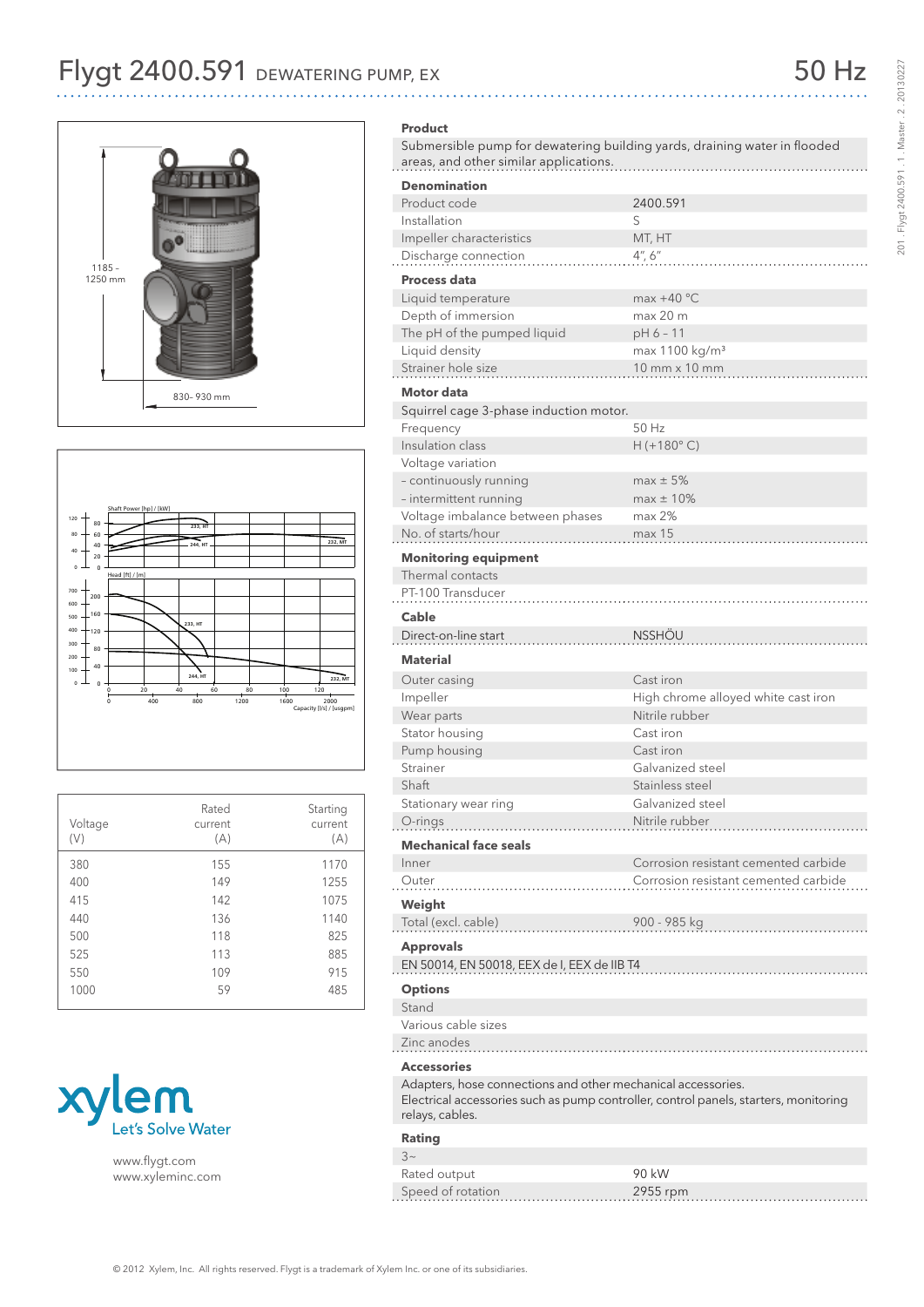# Flygt 2400.591 DEWATERING PUMP, EX

50 Hz

1185 - 1250 mm

830- 930 mm

Shaft Power [hp] / [kW]

120 80
80 60
40 40
0 20
0

233, HT
244, HT
232, MT

Head [ft] / [m]

700 200
600 160
500 120
400 80
300 40
200
100 0
0

233, HT
244, HT
232, MT

0 20 40 60 80 100 120
0 400 800 1200 1600 2000
Capacity [l/s] / [usgpm]

| Voltage (V) | Rated current (A) | Starting current (A) |
|---|---|---|
| 380 | 155 | 1170 |
| 400 | 149 | 1255 |
| 415 | 142 | 1075 |
| 440 | 136 | 1140 |
| 500 | 118 | 825 |
| 525 | 113 | 885 |
| 550 | 109 | 915 |
| 1000 | 59 | 485 |

xylem
Let's Solve Water

www.flygt.com
www.xyleminc.com

### Product

Submersible pump for dewatering building yards, draining water in flooded areas, and other similar applications.

### Denomination

| | |
|---|---|
| Product code | 2400.591 |
| Installation | S |
| Impeller characteristics | MT, HT |
| Discharge connection | 4", 6" |

### Process data

| | |
|---|---|
| Liquid temperature | max +40 °C |
| Depth of immersion | max 20 m |
| The pH of the pumped liquid | pH 6 - 11 |
| Liquid density | max 1100 kg/m³ |
| Strainer hole size | 10 mm x 10 mm |

### Motor data

Squirrel cage 3-phase induction motor.

| | |
|---|---|
| Frequency | 50 Hz |
| Insulation class | H (+180° C) |
| Voltage variation | |
| - continuously running | max ± 5% |
| - intermittent running | max ± 10% |
| Voltage imbalance between phases | max 2% |
| No. of starts/hour | max 15 |

### Monitoring equipment

Thermal contacts
PT-100 Transducer

### Cable

| | |
|---|---|
| Direct-on-line start | NSSHÖU |

### Material

| | |
|---|---|
| Outer casing | Cast iron |
| Impeller | High chrome alloyed white cast iron |
| Wear parts | Nitrile rubber |
| Stator housing | Cast iron |
| Pump housing | Cast iron |
| Strainer | Galvanized steel |
| Shaft | Stainless steel |
| Stationary wear ring | Galvanized steel |
| O-rings | Nitrile rubber |

### Mechanical face seals

| | |
|---|---|
| Inner | Corrosion resistant cemented carbide |
| Outer | Corrosion resistant cemented carbide |

### Weight

| | |
|---|---|
| Total (excl. cable) | 900 - 985 kg |

### Approvals

EN 50014, EN 50018, EEX de I, EEX de IIB T4

### Options

Stand
Various cable sizes
Zinc anodes

### Accessories

Adapters, hose connections and other mechanical accessories.
Electrical accessories such as pump controller, control panels, starters, monitoring relays, cables.

### Rating

3~

| | |
|---|---|
| Rated output | 90 kW |
| Speed of rotation | 2955 rpm |

© 2012 Xylem, Inc. All rights reserved. Flygt is a trademark of Xylem Inc. or one of its subsidiaries.